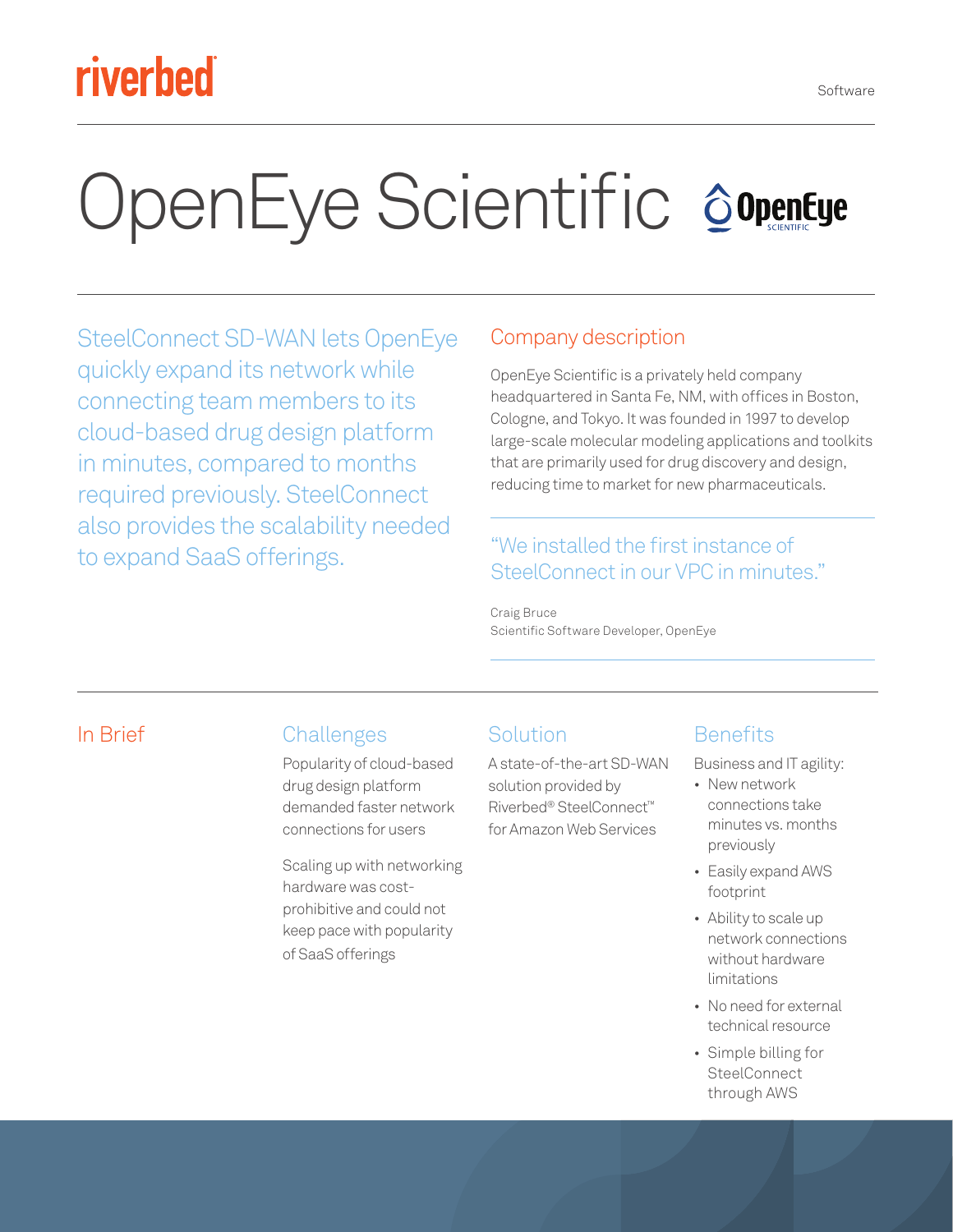Software

# OpenEye Scientific

SteelConnect SD-WAN lets OpenEye quickly expand its network while connecting team members to its cloud-based drug design platform in minutes, compared to months required previously. SteelConnect also provides the scalability needed to expand SaaS offerings.

## Company description

OpenEye Scientific is a privately held company headquartered in Santa Fe, NM, with offices in Boston, Cologne, and Tokyo. It was founded in 1997 to develop large-scale molecular modeling applications and toolkits that are primarily used for drug discovery and design, reducing time to market for new pharmaceuticals.

"We installed the first instance of SteelConnect in our VPC in minutes."

Craig Bruce
Scientific Software Developer, OpenEye

## In Brief

### Challenges

Popularity of cloud-based drug design platform demanded faster network connections for users

Scaling up with networking hardware was cost-prohibitive and could not keep pace with popularity of SaaS offerings

### Solution

A state-of-the-art SD-WAN solution provided by Riverbed® SteelConnect™ for Amazon Web Services

### Benefits

Business and IT agility:

- New network connections take minutes vs. months previously
- Easily expand AWS footprint
- Ability to scale up network connections without hardware limitations
- No need for external technical resource
- Simple billing for SteelConnect through AWS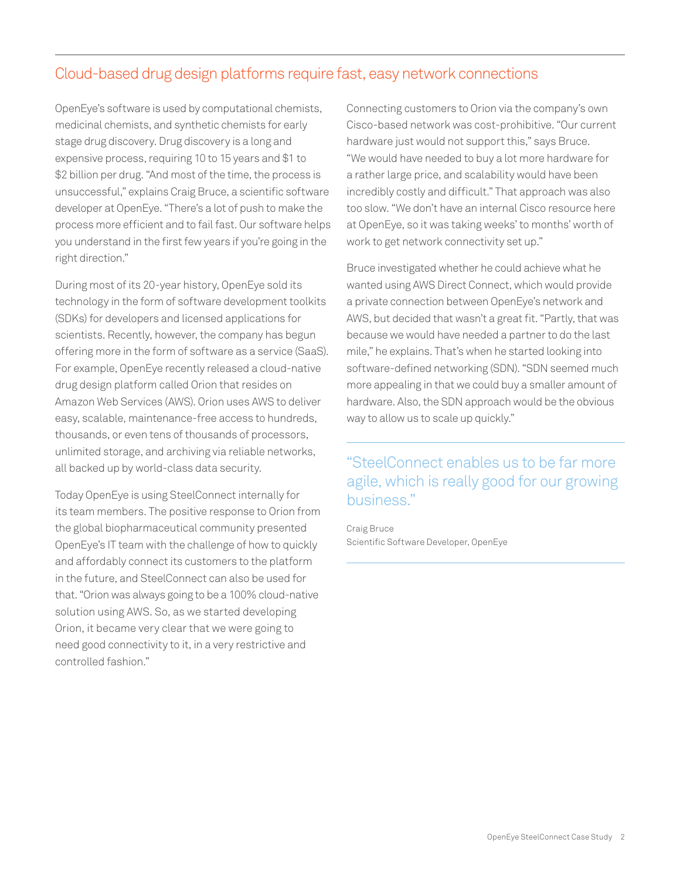## Cloud-based drug design platforms require fast, easy network connections

OpenEye's software is used by computational chemists, medicinal chemists, and synthetic chemists for early stage drug discovery. Drug discovery is a long and expensive process, requiring 10 to 15 years and $1 to $2 billion per drug. "And most of the time, the process is unsuccessful," explains Craig Bruce, a scientific software developer at OpenEye. "There's a lot of push to make the process more efficient and to fail fast. Our software helps you understand in the first few years if you're going in the right direction."

During most of its 20-year history, OpenEye sold its technology in the form of software development toolkits (SDKs) for developers and licensed applications for scientists. Recently, however, the company has begun offering more in the form of software as a service (SaaS). For example, OpenEye recently released a cloud-native drug design platform called Orion that resides on Amazon Web Services (AWS). Orion uses AWS to deliver easy, scalable, maintenance-free access to hundreds, thousands, or even tens of thousands of processors, unlimited storage, and archiving via reliable networks, all backed up by world-class data security.

Today OpenEye is using SteelConnect internally for its team members. The positive response to Orion from the global biopharmaceutical community presented OpenEye's IT team with the challenge of how to quickly and affordably connect its customers to the platform in the future, and SteelConnect can also be used for that. "Orion was always going to be a 100% cloud-native solution using AWS. So, as we started developing Orion, it became very clear that we were going to need good connectivity to it, in a very restrictive and controlled fashion."

Connecting customers to Orion via the company's own Cisco-based network was cost-prohibitive. "Our current hardware just would not support this," says Bruce. "We would have needed to buy a lot more hardware for a rather large price, and scalability would have been incredibly costly and difficult." That approach was also too slow. "We don't have an internal Cisco resource here at OpenEye, so it was taking weeks' to months' worth of work to get network connectivity set up."

Bruce investigated whether he could achieve what he wanted using AWS Direct Connect, which would provide a private connection between OpenEye's network and AWS, but decided that wasn't a great fit. "Partly, that was because we would have needed a partner to do the last mile," he explains. That's when he started looking into software-defined networking (SDN). "SDN seemed much more appealing in that we could buy a smaller amount of hardware. Also, the SDN approach would be the obvious way to allow us to scale up quickly."

> "SteelConnect enables us to be far more agile, which is really good for our growing business."
>
> Craig Bruce
> Scientific Software Developer, OpenEye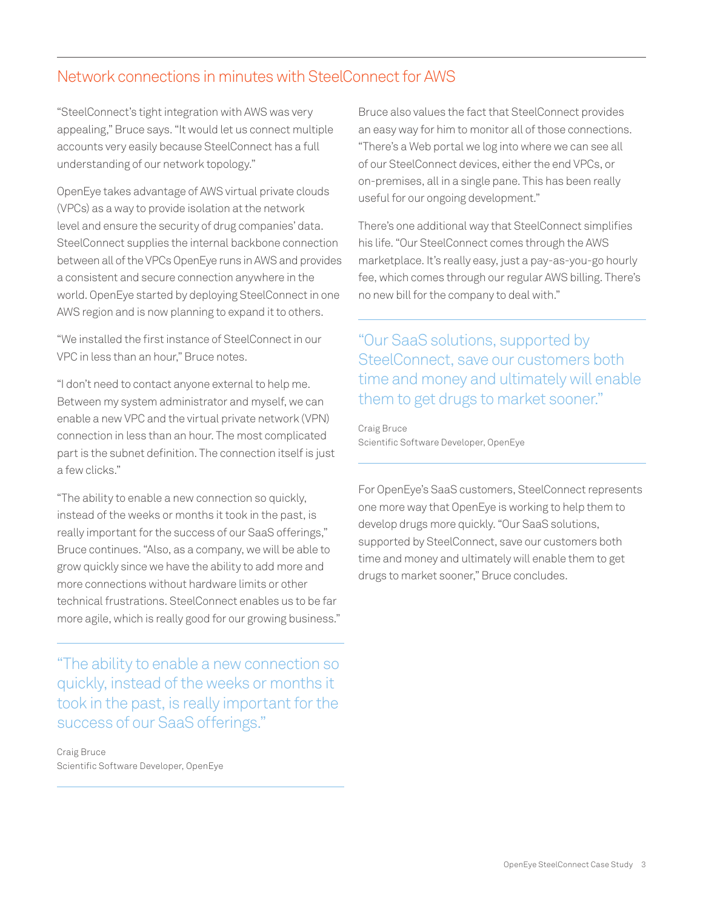## Network connections in minutes with SteelConnect for AWS

"SteelConnect's tight integration with AWS was very appealing," Bruce says. "It would let us connect multiple accounts very easily because SteelConnect has a full understanding of our network topology."

OpenEye takes advantage of AWS virtual private clouds (VPCs) as a way to provide isolation at the network level and ensure the security of drug companies' data. SteelConnect supplies the internal backbone connection between all of the VPCs OpenEye runs in AWS and provides a consistent and secure connection anywhere in the world. OpenEye started by deploying SteelConnect in one AWS region and is now planning to expand it to others.

"We installed the first instance of SteelConnect in our VPC in less than an hour," Bruce notes.

"I don't need to contact anyone external to help me. Between my system administrator and myself, we can enable a new VPC and the virtual private network (VPN) connection in less than an hour. The most complicated part is the subnet definition. The connection itself is just a few clicks."

"The ability to enable a new connection so quickly, instead of the weeks or months it took in the past, is really important for the success of our SaaS offerings," Bruce continues. "Also, as a company, we will be able to grow quickly since we have the ability to add more and more connections without hardware limits or other technical frustrations. SteelConnect enables us to be far more agile, which is really good for our growing business."

> "The ability to enable a new connection so quickly, instead of the weeks or months it took in the past, is really important for the success of our SaaS offerings."
>
> Craig Bruce
> Scientific Software Developer, OpenEye

Bruce also values the fact that SteelConnect provides an easy way for him to monitor all of those connections. "There's a Web portal we log into where we can see all of our SteelConnect devices, either the end VPCs, or on-premises, all in a single pane. This has been really useful for our ongoing development."

There's one additional way that SteelConnect simplifies his life. "Our SteelConnect comes through the AWS marketplace. It's really easy, just a pay-as-you-go hourly fee, which comes through our regular AWS billing. There's no new bill for the company to deal with."

> "Our SaaS solutions, supported by SteelConnect, save our customers both time and money and ultimately will enable them to get drugs to market sooner."
>
> Craig Bruce
> Scientific Software Developer, OpenEye

For OpenEye's SaaS customers, SteelConnect represents one more way that OpenEye is working to help them to develop drugs more quickly. "Our SaaS solutions, supported by SteelConnect, save our customers both time and money and ultimately will enable them to get drugs to market sooner," Bruce concludes.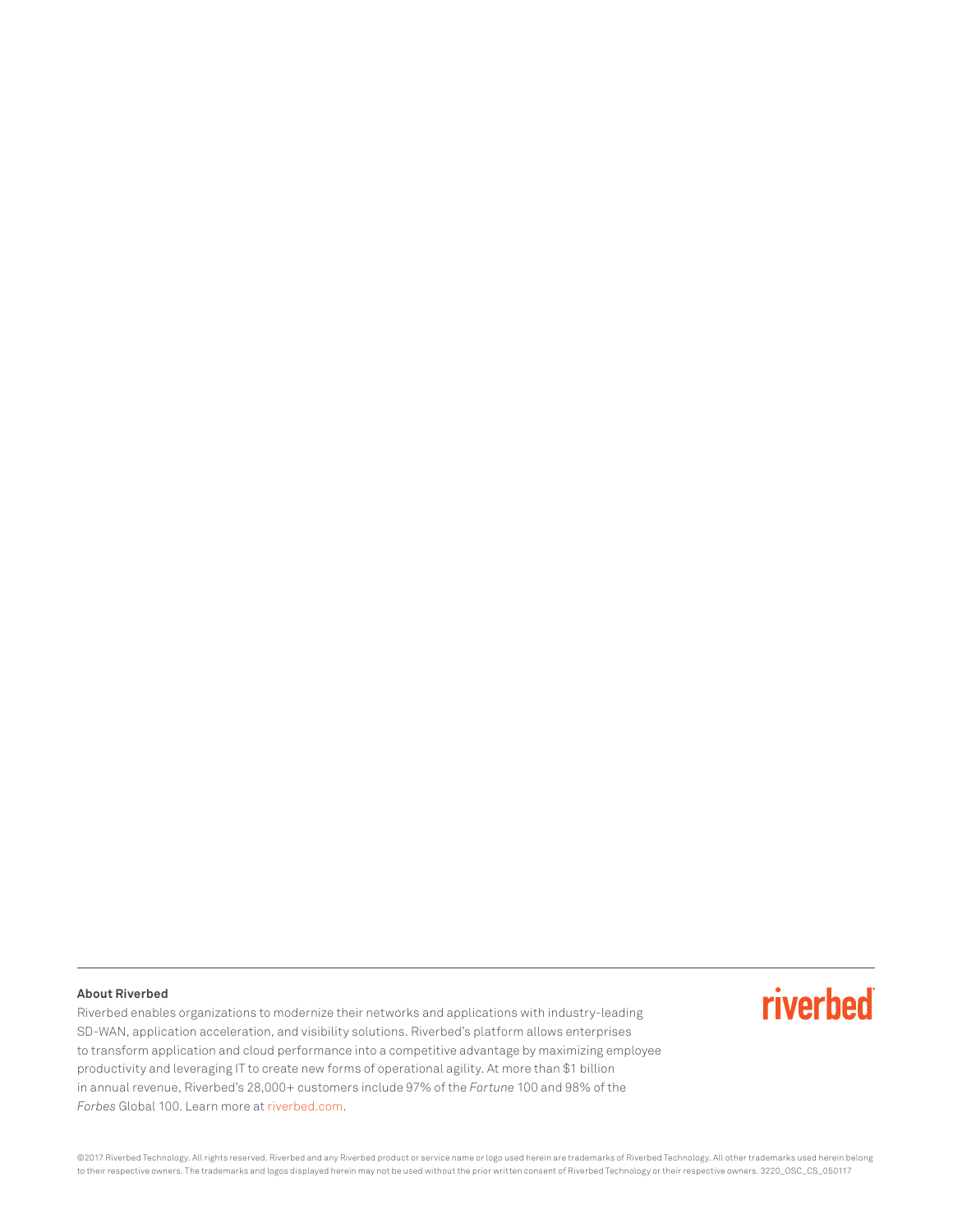**About Riverbed**

Riverbed enables organizations to modernize their networks and applications with industry-leading SD-WAN, application acceleration, and visibility solutions. Riverbed's platform allows enterprises to transform application and cloud performance into a competitive advantage by maximizing employee productivity and leveraging IT to create new forms of operational agility. At more than $1 billion in annual revenue, Riverbed's 28,000+ customers include 97% of the *Fortune* 100 and 98% of the *Forbes* Global 100. Learn more at riverbed.com.

riverbed

©2017 Riverbed Technology. All rights reserved. Riverbed and any Riverbed product or service name or logo used herein are trademarks of Riverbed Technology. All other trademarks used herein belong to their respective owners. The trademarks and logos displayed herein may not be used without the prior written consent of Riverbed Technology or their respective owners. 3220_OSC_CS_050117